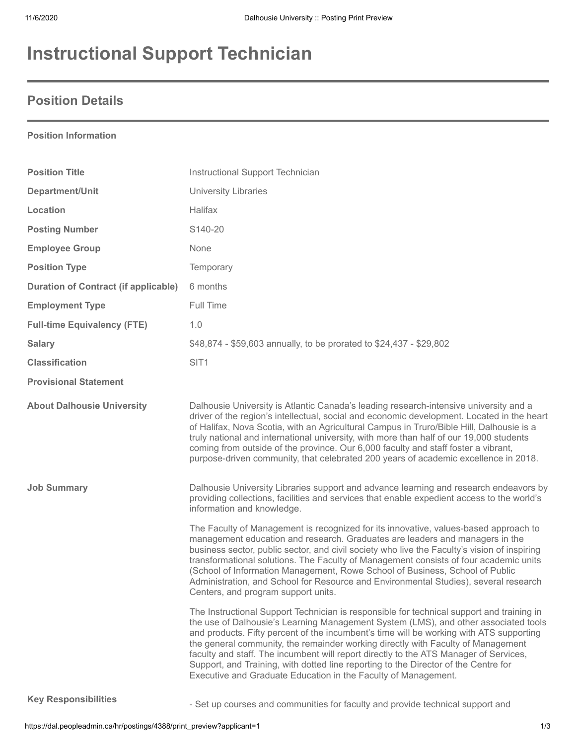# Instructional Support Technician

## Position Details

**Position Information**

| | |
|---|---|
| **Position Title** | Instructional Support Technician |
| **Department/Unit** | University Libraries |
| **Location** | Halifax |
| **Posting Number** | S140-20 |
| **Employee Group** | None |
| **Position Type** | Temporary |
| **Duration of Contract (if applicable)** | 6 months |
| **Employment Type** | Full Time |
| **Full-time Equivalency (FTE)** | 1.0 |
| **Salary** | $48,874 - $59,603 annually, to be prorated to $24,437 - $29,802 |
| **Classification** | SIT1 |
| **Provisional Statement** | |

**About Dalhousie University**

Dalhousie University is Atlantic Canada's leading research-intensive university and a driver of the region's intellectual, social and economic development. Located in the heart of Halifax, Nova Scotia, with an Agricultural Campus in Truro/Bible Hill, Dalhousie is a truly national and international university, with more than half of our 19,000 students coming from outside of the province. Our 6,000 faculty and staff foster a vibrant, purpose-driven community, that celebrated 200 years of academic excellence in 2018.

**Job Summary**

Dalhousie University Libraries support and advance learning and research endeavors by providing collections, facilities and services that enable expedient access to the world's information and knowledge.

The Faculty of Management is recognized for its innovative, values-based approach to management education and research. Graduates are leaders and managers in the business sector, public sector, and civil society who live the Faculty's vision of inspiring transformational solutions. The Faculty of Management consists of four academic units (School of Information Management, Rowe School of Business, School of Public Administration, and School for Resource and Environmental Studies), several research Centers, and program support units.

The Instructional Support Technician is responsible for technical support and training in the use of Dalhousie's Learning Management System (LMS), and other associated tools and products. Fifty percent of the incumbent's time will be working with ATS supporting the general community, the remainder working directly with Faculty of Management faculty and staff. The incumbent will report directly to the ATS Manager of Services, Support, and Training, with dotted line reporting to the Director of the Centre for Executive and Graduate Education in the Faculty of Management.

**Key Responsibilities**

- Set up courses and communities for faculty and provide technical support and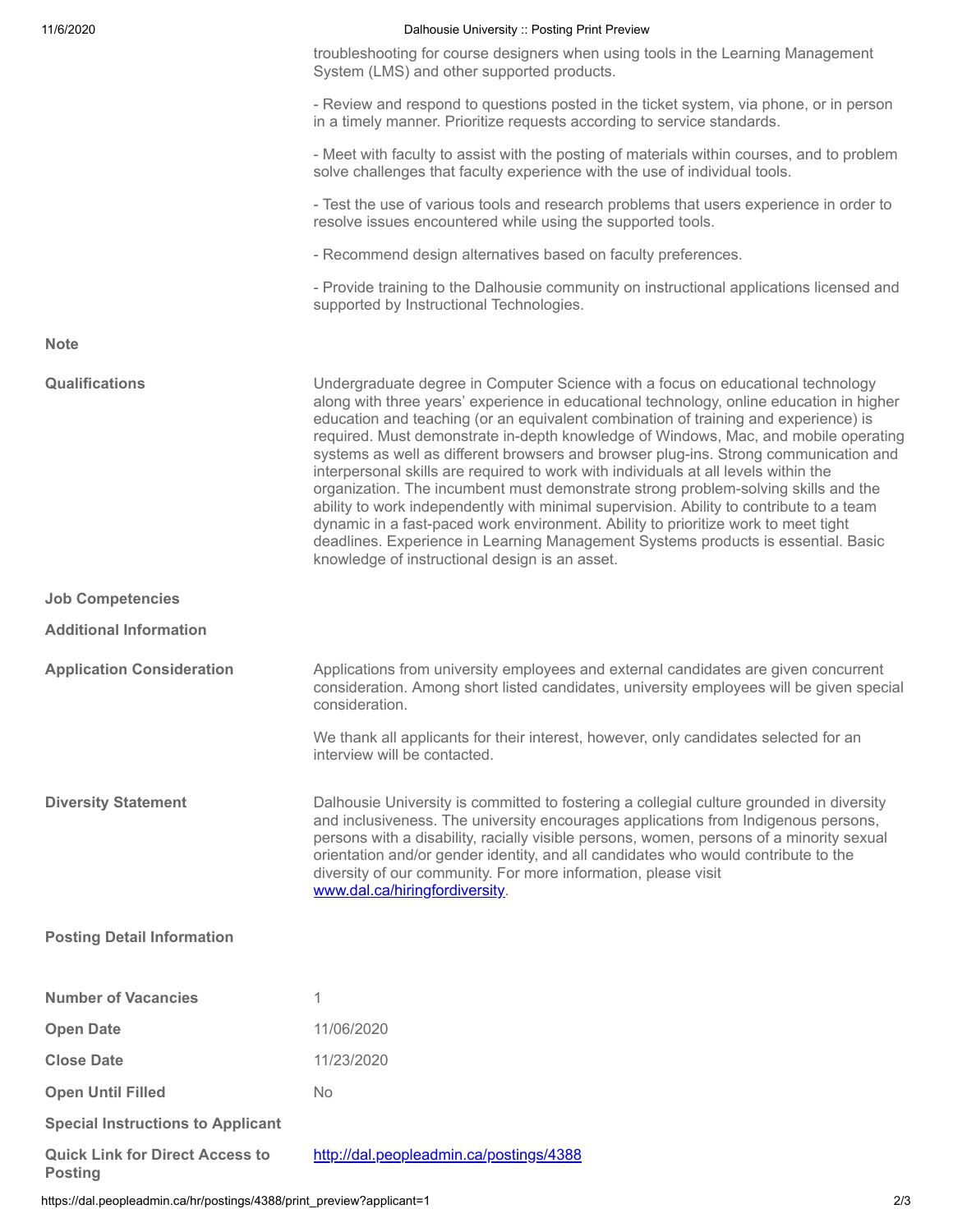troubleshooting for course designers when using tools in the Learning Management System (LMS) and other supported products.

- Review and respond to questions posted in the ticket system, via phone, or in person in a timely manner. Prioritize requests according to service standards.

- Meet with faculty to assist with the posting of materials within courses, and to problem solve challenges that faculty experience with the use of individual tools.

- Test the use of various tools and research problems that users experience in order to resolve issues encountered while using the supported tools.

- Recommend design alternatives based on faculty preferences.

- Provide training to the Dalhousie community on instructional applications licensed and supported by Instructional Technologies.

**Note**

**Qualifications**

Undergraduate degree in Computer Science with a focus on educational technology along with three years' experience in educational technology, online education in higher education and teaching (or an equivalent combination of training and experience) is required. Must demonstrate in-depth knowledge of Windows, Mac, and mobile operating systems as well as different browsers and browser plug-ins. Strong communication and interpersonal skills are required to work with individuals at all levels within the organization. The incumbent must demonstrate strong problem-solving skills and the ability to work independently with minimal supervision. Ability to contribute to a team dynamic in a fast-paced work environment. Ability to prioritize work to meet tight deadlines. Experience in Learning Management Systems products is essential. Basic knowledge of instructional design is an asset.

**Job Competencies**

**Additional Information**

**Application Consideration**

Applications from university employees and external candidates are given concurrent consideration. Among short listed candidates, university employees will be given special consideration.

We thank all applicants for their interest, however, only candidates selected for an interview will be contacted.

**Diversity Statement**

Dalhousie University is committed to fostering a collegial culture grounded in diversity and inclusiveness. The university encourages applications from Indigenous persons, persons with a disability, racially visible persons, women, persons of a minority sexual orientation and/or gender identity, and all candidates who would contribute to the diversity of our community. For more information, please visit www.dal.ca/hiringfordiversity.

**Posting Detail Information**

| | |
|---|---|
| **Number of Vacancies** | 1 |
| **Open Date** | 11/06/2020 |
| **Close Date** | 11/23/2020 |
| **Open Until Filled** | No |
| **Special Instructions to Applicant** | |
| **Quick Link for Direct Access to Posting** | http://dal.peopleadmin.ca/postings/4388 |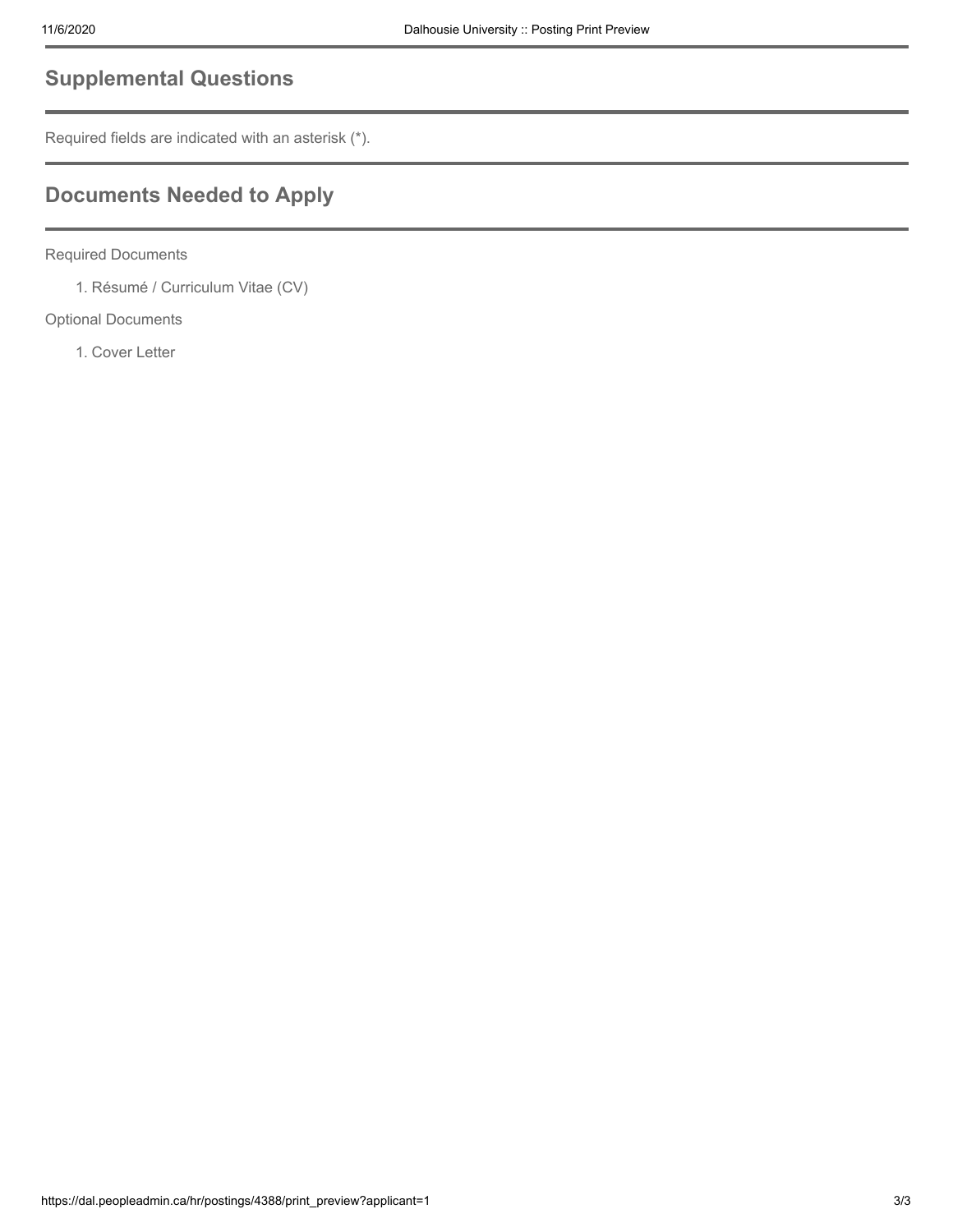## Supplemental Questions

Required fields are indicated with an asterisk (*).

## Documents Needed to Apply

Required Documents

1. Résumé / Curriculum Vitae (CV)

Optional Documents

1. Cover Letter